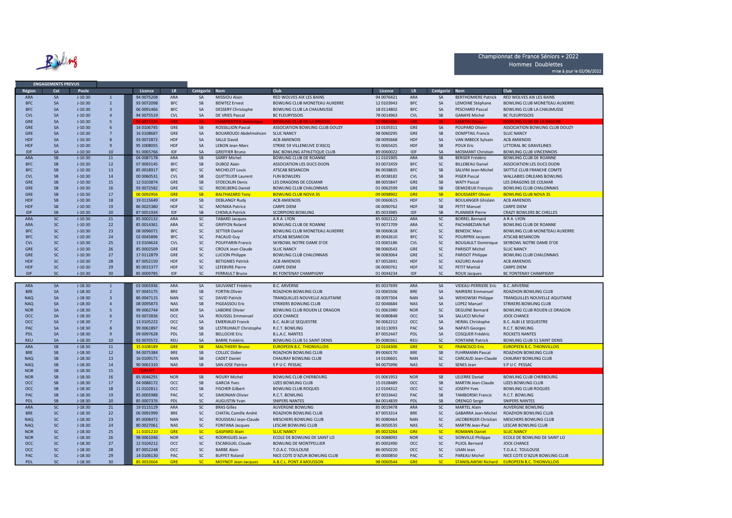# Championnat de France Séniors + 2022

## Hommes Doublettes

mise à jour le 02/06/2022

**ENGAGEMENTS PREVUS**

| Région | Cat | Poule | | Licence | LR | Catégorie | Nom | Club | Licence | LR | Catégorie | Nom | Club |
|---|---|---|---|---|---|---|---|---|---|---|---|---|---|
| ARA | SA | J-10:30 | 1 | 94 0075208 | ARA | SA | MISSIOU Alain | RED WOLVES AIX LES BAINS | 94 0076421 | ARA | SA | BERTHOMIERE Patrick | RED WOLVES AIX LES BAINS |
| BFC | SA | J-10:30 | 2 | 93 0072098 | BFC | SB | BENITEZ Ernest | BOWLING CLUB MONETEAU AUXERRE | 12 0103943 | BFC | SA | LEMOINE Stéphane | BOWLING CLUB MONETEAU AUXERRE |
| BFC | SA | J-10:30 | 3 | 06 0091466 | BFC | SA | DESSERY Christophe | BOWLING CLUB LA CHAUMUSSE | 18 0114802 | BFC | SA | PESCHARD Pascal | BOWLING CLUB LA CHAUMUSSE |
| CVL | SA | J-10:30 | 4 | 94 0075519 | CVL | SA | DE VRIES Pascal | BC FLEURYSSOIS | 78 0014963 | CVL | SB | GANAYE Michel | BC FLEURYSSOIS |
| GRE | SA | J-10:30 | 5 | 94 0074275 | GRE | SA | CHARPENTIER Dominique | BOWLING CLUB DE LA BRUCHE | 02 0063436 | GRE | SB | MARTIN Olivier | BOWLING CLUB DE LA BRUCHE |
| GRE | SA | J-10:30 | 6 | 14 0106745 | GRE | SB | ROSSILLION Pascal | ASSOCIATION BOWLING CLUB DOUZY | 13 0105311 | GRE | SA | POUPARD Olivier | ASSOCIATION BOWLING CLUB DOUZY |
| GRE | SA | J-10:30 | 7 | 16 0108687 | GRE | SA | BOUAROUDJ Abdelmohcen | SLUC NANCY | 98 0060295 | GRE | SB | DOMPTAIL Francis | SLUC NANCY |
| HDF | SA | J-10:30 | 8 | 93 0072872 | HDF | SA | SALLE David | ACB AMIENOIS | 08 0095668 | HDF | SA | VAN IMBECK Sylvain | ACB AMIENOIS |
| HDF | SA | J-10:30 | 9 | 95 1008055 | HDF | SA | LEBON Jean-Marc | STRIKE 59 VILLENEUVE D'ASCQ | 91 0065425 | HDF | SB | POUX Eric | LITTORAL BC GRAVELINES |
| IDF | SA | J-10:30 | 10 | 91 0065766 | IDF | SA | GREFFIER Bruno | BAC BOWLING ATHLETIQUE CLUB | 89 0060022 | IDF | SA | MOSMANT Christian | BOWLING CLUB VINCENNOIS |
| ARA | SB | J-10:30 | 11 | 04 0087178 | ARA | SB | SARRY Michel | BOWLING CLUB DE ROANNE | 11 0101905 | ARA | SB | BERGER Frédéric | BOWLING CLUB DE ROANNE |
| BFC | SB | J-10:30 | 12 | 07 0093145 | BFC | SB | DUBOZ Alain | ASSOCIATION LES DUCS DIJON | 93 0072459 | BFC | SC | BILLEBEAU Daniel | ASSOCIATION LES DUCS DIJON |
| BFC | SB | J-10:30 | 13 | 85 0018917 | BFC | SC | MICHELOT Louis | ATSCAB BESANCON | 86 0038835 | BFC | SB | SALVINI Jean-Michel | SKITTLE CLUB FRANCHE COMTE |
| CVL | SB | J-10:30 | 14 | 00 0060531 | CVL | SB | QUITTELIER Laurent | FUN BOWLERS | 85 0038182 | CVL | SB | PIGER Pascal | WALLABIES ORLEANS BOWLING |
| GRE | SB | J-10:30 | 15 | 12 0103874 | GRE | SB | STOECKLIN Denis | LES DRAGONS DE COLMAR | 88 0055847 | GRE | SB | WATY Pascal | LES DRAGONS DE COLMAR |
| GRE | SB | J-10:30 | 16 | 93 0072582 | GRE | SC | REDELBERG Daniel | BOWLING CLUB CHALONNAIS | 01 0062599 | GRE | SB | DEMIZIEUX François | BOWLING CLUB CHALONNAIS |
| GRE | SB | J-10:30 | 17 | 06 0092956 | GRE | SB | BALTHAZARD Tony | BOWLING CLUB NOVA 3S | 09 0098902 | GRE | SB | BOUSSAERT Olivier | BOWLING CLUB NOVA 3S |
| HDF | SB | J-10:30 | 18 | 19 0115649 | HDF | SB | DEBLANGY Rudy | ACB AMIENOIS | 00 0060615 | HDF | SC | BOULANGER Ghislain | ACB AMIENOIS |
| HDF | SB | J-10:30 | 19 | 86 0025380 | HDF | SC | MONIKA Patrice | CARPE DIEM | 06 0090762 | HDF | SB | PETIT Manuel | CARPE DIEM |
| IDF | SB | J-10:30 | 20 | 87 0051934 | IDF | SB | CHEMLA Patrick | SCORPIONS BOWLING | 85 0033985 | IDF | SB | PLANNIER Pierre | CRAZY BOWLERS BC CHELLES |
| ARA | SC | J-10:30 | 21 | 85 0002132 | ARA | SC | TABARD Jacques | A R A LYON | 85 0002122 | ARA | SC | BORREL Bernard | A R A LYON |
| ARA | SC | J-10:30 | 22 | 85 0014361 | ARA | SC | GRIFFON Roland | BOWLING CLUB DE ROANNE | 93 0071709 | ARA | SC | PACHABEZIAN Rafi | BOWLING CLUB DE ROANNE |
| BFC | SC | J-10:30 | 23 | 08 0096071 | BFC | SC | SETTIER Daniel | BOWLING CLUB MONETEAU AUXERRE | 98 0060618 | BFC | SC | BENEDIC Marc | BOWLING CLUB MONETEAU AUXERRE |
| BFC | SC | J-10:30 | 24 | 02 0045896 | BFC | SC | PACAUD Guy | ATSCAB BESANCON | 85 0042610 | BFC | SC | POURPRIX Jacques | ATSCAB BESANCON |
| CVL | SC | J-10:30 | 25 | 13 0104624 | CVL | SC | POUFFARIN Francis | SKYBOWL NOTRE DAME D'OE | 03 0065186 | CVL | SC | BOUGAULT Dominique | SKYBOWL NOTRE DAME D'OE |
| GRE | SC | J-10:30 | 26 | 85 0002509 | GRE | SC | CROUX Jean-Claude | SLUC NANCY | 98 0060543 | GRE | SC | PARISOT Michel | SLUC NANCY |
| GRE | SC | J-10:30 | 27 | 17 0112879 | GRE | SC | LUCION Philippe | BOWLING CLUB CHALONNAIS | 96 0083064 | GRE | SC | PARISOT Philippe | BOWLING CLUB CHALONNAIS |
| HDF | SC | J-10:30 | 28 | 87 0052150 | HDF | SC | BETIGNIES Patrick | ACB AMIENOIS | 87 0052691 | HDF | SC | KAZURO André | ACB AMIENOIS |
| HDF | SC | J-10:30 | 29 | 85 0015377 | HDF | SC | LEFEBVRE Pierre | CARPE DIEM | 06 0090761 | HDF | SC | PETIT Martial | CARPE DIEM |
| IDF | SC | J-10:30 | 30 | 85 0009785 | IDF | SC | PERRAULT Bruno | BC FONTENAY CHAMPIGNY | 01 0044234 | IDF | SC | ROUX Jacques | BC FONTENAY CHAMPIGNY |

| Région | Cat | Poule | | Licence | LR | Catégorie | Nom | Club | Licence | LR | Catégorie | Nom | Club |
|---|---|---|---|---|---|---|---|---|---|---|---|---|---|
| ARA | SA | J-18:30 | 1 | 03 0065936 | ARA | SA | SAUVANET Frédéric | B.C. ARVERNE | 85 0037699 | ARA | SA | VIDEAU-PERRIERE Eric | B.C. ARVERNE |
| BRE | SA | J-18:30 | 2 | 97 0045175 | BRE | SB | FORTIN Olivier | ROAZHON BOWLING CLUB | 03 0065506 | BRE | SA | NAIRIERE Emmanuel | ROAZHON BOWLING CLUB |
| NAQ | SA | J-18:30 | 3 | 86 0047115 | NAN | SC | DAVID Patrick | TRANQUILLES NOUVELLE AQUITAINE | 08 0097304 | NAN | SA | WEHOWSKI Philippe | TRANQUILLES NOUVELLE AQUITAINE |
| NAQ | SA | J-18:30 | 4 | 08 0095873 | NAS | SB | PIGEASSOU Eric | STRIKERS BOWLING CLUB | 02 0046684 | NAS | SA | LOPEZ Manuel | STRIKERS BOWLING CLUB |
| NOR | SA | J-18:30 | 5 | 99 0062744 | NOR | SA | LABORIE Olivier | BOWLING CLUB ROUEN LE DRAGON | 01 0061980 | NOR | SC | DEGUINE Bernard | BOWLING CLUB ROUEN LE DRAGON |
| OCC | SA | J-18:30 | 6 | 93 0072836 | OCC | SA | ROUSSEL Emmanuel | JOCK CHANCE | 96 0080848 | OCC | SA | SALUCCI Michel | JOCK CHANCE |
| OCC | SA | J-18:30 | 7 | 13 0105222 | OCC | SA | EMERIAUD Franck | B.C. ALBI LE SEQUESTRE | 90 0062212 | OCC | SA | HERAIL Christophe | B.C. ALBI LE SEQUESTRE |
| PAC | SA | J-18:30 | 8 | 99 0061897 | PAC | SB | LESTRUHAUT Christophe | R.C.T. BOWLING | 18 0113093 | PAC | SA | NAPATI Georges | R.C.T. BOWLING |
| PDL | SA | J-18:30 | 9 | 09 0097628 | PDL | SA | BELLOCHE Eric | B.L.A.C. NANTES | 87 0052447 | PDL | SA | COSQUER Frédéric | ROCKETS NANTES |
| REU | SA | J-18:30 | 10 | 93 0070572 | REU | SA | BARRE Frédéric | BOWLING CLUB 51 SAINT DENIS | 95 0080361 | REU | SC | FONTAINE Patrick | BOWLING CLUB 51 SAINT DENIS |
| ARA | SB | J-18:30 | 11 | 15 0108189 | GRE | SB | MALTHIERY Bruno | EUROPEEN B.C. THIONVILLOIS | 12 0104306 | GRE | SC | FRANCISCO Eric | EUROPEEN B.C. THIONVILLOIS |
| BRE | SB | J-18:30 | 12 | 94 0075384 | BRE | SB | COLLEC Didier | ROAZHON BOWLING CLUB | 89 0060170 | BRE | SB | FUHRMANN Pascal | ROAZHON BOWLING CLUB |
| NAQ | SB | J-18:30 | 13 | 16 0109171 | NAN | SB | CADET Daniel | CHAURAY BOWLING CLUB | 14 0106601 | NAN | SC | CARCAUD Jean-Claude | CHAURAY BOWLING CLUB |
| NAQ | SB | J-18:30 | 14 | 90 0061310 | NAS | SB | SAN JOSE Patrice | S P U C PESSAC | 94 0075996 | NAS | SC | SENES Jean | S P U C PESSAC |
| NOR | SB | J-18:30 | 15 | FORFAIT | | | | | | | | | |
| NOR | SB | J-18:30 | 16 | 85 0046291 | NOR | SB | NOURY Michel | BOWLING CLUB CHERBOURG | 01 0061953 | NOR | SB | LELERRE Daniel | BOWLING CLUB CHERBOURG |
| OCC | SB | J-18:30 | 17 | 04 0088172 | OCC | SB | GARCIA Yves | UZES BOWLING CLUB | 15 0108489 | OCC | SB | MARTIN Jean-Claude | UZES BOWLING CLUB |
| OCC | SB | J-18:30 | 18 | 11 0102811 | OCC | SB | FISCHER Gilbert | BOWLING CLUB ROQUES | 12 0104312 | OCC | SC | JOSEPH Yves | BOWLING CLUB ROQUES |
| PAC | SB | J-18:30 | 19 | 85 0005988 | PAC | SC | SIMONIAN Olivier | R.C.T. BOWLING | 87 0033442 | PAC | SB | TAMBORSKI Francis | R.C.T. BOWLING |
| PDL | SB | J-18:30 | 20 | 85 0007376 | PDL | SC | AUGUSTIN Yvan | SNIPERS NANTES | 84 0014839 | PDL | SB | ORENGO Serge | SNIPERS NANTES |
| ARA | SC | J-18:30 | 21 | 19 0115129 | ARA | SC | BRAS Gilles | AUVERGNE BOWLING | 85 0019478 | ARA | SC | MARTEL Alain | AUVERGNE BOWLING |
| BRE | SC | J-18:30 | 22 | 06 0091999 | BRE | SC | CHATAL Camille André | ROAZHON BOWLING CLUB | 87 0053314 | BRE | SC | GABARRA Jean-Michel | ROAZHON BOWLING CLUB |
| NAQ | SC | J-18:30 | 23 | 85 0008472 | NAN | SC | ROUSSEAU Jean-Claude | MESCHERS BOWLING CLUB | 95 0080464 | NAN | SC | JACOBERGER Christian | MESCHERS BOWLING CLUB |
| NAQ | SC | J-18:30 | 24 | 80 0027061 | NAS | SC | FONTANA Jacques | LESCAR BOWLING CLUB | 86 0050535 | NAS | SC | MARTIN Jean-Paul | LESCAR BOWLING CLUB |
| NOR | SC | J-18:30 | 25 | 11 0101210 | GRE | SC | GASPARD Alain | SLUC NANCY | 85 0023264 | GRE | SC | ROMANN Daniel | SLUC NANCY |
| NOR | SC | J-18:30 | 26 | 98 0061046 | NOR | SC | RODRIGUES Jean | ECOLE DE BOWLING DE SAINT LO | 04 0088092 | NOR | SC | SIONVILLE Philippe | ECOLE DE BOWLING DE SAINT LO |
| OCC | SC | J-18:30 | 27 | 12 0104212 | OCC | SC | ESCARGUEL Claude | BOWLING DE MONTPELLIER | 85 0002490 | OCC | SC | PUJOL Bernard | JOCK CHANCE |
| OCC | SC | J-18:30 | 28 | 87 0052248 | OCC | SC | BARBE Alain | T.O.A.C. TOULOUSE | 86 0050220 | OCC | SC | USAN Jean | T.O.A.C. TOULOUSE |
| PAC | SC | J-18:30 | 29 | 14 0106130 | PAC | SC | BUFFET Roland | NICE COTE D'AZUR BOWLING CLUB | 85 0000850 | PAC | SC | PAREAU Michel | NICE COTE D'AZUR BOWLING CLUB |
| PDL | SC | J-18:30 | 30 | 85 0032604 | GRE | SC | MOYNOT Jean-Jacques | A.B.C.L. PONT A MOUSSON | 98 0060544 | GRE | SC | STANISLAWSKI Richard | EUROPEEN B.C. THIONVILLOIS |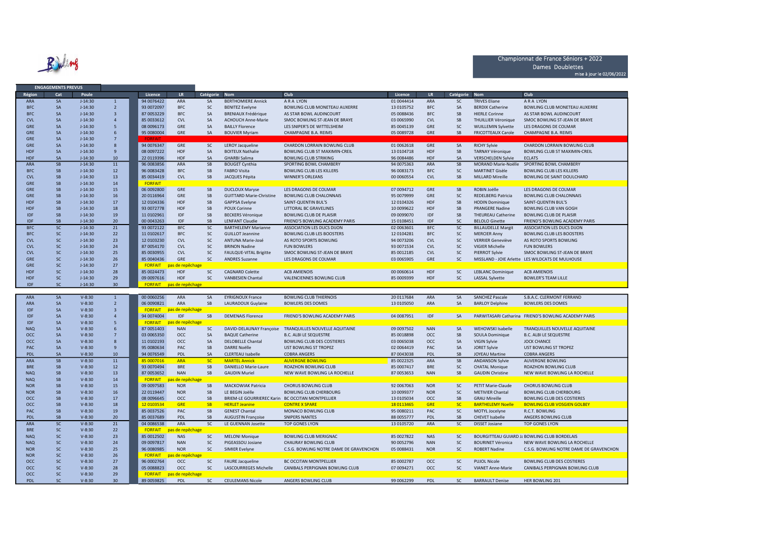Bowling

Championnat de France Séniors + 2022
Dames Doublettes
mise à jour le 02/06/2022

ENGAGEMENTS PREVUS

| Région | Cat | Poule | | Licence | LR | Catégorie | Nom | Club | Licence | LR | Catégorie | Nom | Club |
|---|---|---|---|---|---|---|---|---|---|---|---|---|---|
| ARA | SA | J-14:30 | 1 | 94 0076422 | ARA | SA | BERTHOMIERE Annick | A R A LYON | 01 0044414 | ARA | SC | TRIVES Eliane | A R A LYON |
| BFC | SA | J-14:30 | 2 | 93 0072097 | BFC | SC | BENITEZ Evelyne | BOWLING CLUB MONETEAU AUXERRE | 13 0105752 | BFC | SA | BERDIX Catherine | BOWLING CLUB MONETEAU AUXERRE |
| BFC | SA | J-14:30 | 3 | 87 0053229 | BFC | SA | BRENIAUX Frédérique | AS STAR BOWL AUDINCOURT | 05 0088436 | BFC | SB | HIERLE Corinne | AS STAR BOWL AUDINCOURT |
| CVL | SA | J-14:30 | 4 | 85 0033612 | CVL | SA | ACHOUCH Anne-Marie | SMOC BOWLING ST-JEAN DE BRAYE | 03 0065990 | CVL | SB | THUILLIER Véronique | SMOC BOWLING ST-JEAN DE BRAYE |
| GRE | SA | J-14:30 | 5 | 08 0096173 | GRE | SA | BAILLY Florence | LES SNIPER'S DE WITTELSHEIM | 85 0045139 | GRE | SC | WUILLEMIN Sylvette | LES DRAGONS DE COLMAR |
| GRE | SA | J-14:30 | 6 | 95 0080004 | GRE | SA | BOUVIER Myriam | CHAMPAGNE B.A. REIMS | 05 0089728 | GRE | SB | FRICOTTEAUX Carole | CHAMPAGNE B.A. REIMS |
| GRE | SA | J-14:30 | 7 | FORFAIT | | | | | | | | | |
| GRE | SA | J-14:30 | 8 | 94 0076347 | GRE | SC | LEROY Jacqueline | CHARDON LORRAIN BOWLING CLUB | 01 0062618 | GRE | SA | RICHY Sylvie | CHARDON LORRAIN BOWLING CLUB |
| HDF | SA | J-14:30 | 9 | 08 0097222 | HDF | SA | BOITEUX Nathalie | BOWLING CLUB ST MAXIMIN-CREIL | 13 0104718 | HDF | SB | TARNAY Véronique | BOWLING CLUB ST MAXIMIN-CREIL |
| HDF | SA | J-14:30 | 10 | 22 0119396 | HDF | SA | GHARBI Salima | BOWLING CLUB STRIKING | 96 0084486 | HDF | SA | VERSCHELDEN Sylvie | ECLATS |
| ARA | SB | J-14:30 | 11 | 96 0083856 | ARA | SB | BOUGET Cynthia | SPORTING BOWL CHAMBERY | 94 0075363 | ARA | SB | MORAND Marie-Noëlle | SPORTING BOWL CHAMBERY |
| BFC | SB | J-14:30 | 12 | 96 0083428 | BFC | SB | FABRO Visita | BOWLING CLUB LES KILLERS | 96 0083173 | BFC | SC | MARTINET Gisèle | BOWLING CLUB LES KILLERS |
| CVL | SB | J-14:30 | 13 | 85 0034419 | CVL | SB | JACQUES Pépita | WINNER'S ORLEANS | 00 0060554 | CVL | SB | MILLARD Mireille | BOWLING DE SAINT DOULCHARD |
| GRE | SB | J-14:30 | 14 | FORFAIT | | | | | | | | | |
| GRE | SB | J-14:30 | 15 | 06 0092800 | GRE | SB | DUCLOUX Maryse | LES DRAGONS DE COLMAR | 07 0094712 | GRE | SB | ROBIN Joëlle | LES DRAGONS DE COLMAR |
| GRE | SB | J-14:30 | 16 | 20 0116964 | GRE | SB | GUITTARD Marie-Christine | BOWLING CLUB CHALONNAIS | 95 0079999 | GRE | SC | REDELBERG Patricia | BOWLING CLUB CHALONNAIS |
| HDF | SB | J-14:30 | 17 | 12 0104336 | HDF | SB | GAPPSA Evelyne | SAINT-QUENTIN BUL'S | 12 0104326 | HDF | SB | HODIN Dominique | SAINT-QUENTIN BUL'S |
| HDF | SB | J-14:30 | 18 | 93 0072778 | HDF | SB | POUX Corinne | LITTORAL BC GRAVELINES | 10 0099622 | HDF | SB | PRANGERE Nadine | BOWLING CLUB VAN GOGH |
| IDF | SB | J-14:30 | 19 | 11 0102961 | IDF | SB | BECKERS Véronique | BOWLING CLUB DE PLAISIR | 09 0099070 | IDF | SB | THEUREAU Catherine | BOWLING CLUB DE PLAISIR |
| IDF | SB | J-14:30 | 20 | 00 0043263 | IDF | SB | LENFANT Claudie | FRIEND'S BOWLING ACADEMY PARIS | 15 0108451 | IDF | SC | BELOLO Ginette | FRIEND'S BOWLING ACADEMY PARIS |
| BFC | SC | J-14:30 | 21 | 93 0072122 | BFC | SC | BARTHELEMY Marianne | ASSOCIATION LES DUCS DIJON | 02 0063601 | BFC | SC | BILLAUDELLE Margit | ASSOCIATION LES DUCS DIJON |
| BFC | SC | J-14:30 | 22 | 11 0102617 | BFC | SC | GUILLOT Jeannine | BOWLING CLUB LES BOOSTERS | 12 0104281 | BFC | SC | MERCIER Anny | BOWLING CLUB LES BOOSTERS |
| CVL | SC | J-14:30 | 23 | 12 0103230 | CVL | SC | ANTUNA Marie-José | AS ROTO SPORTS BOWLING | 94 0073206 | CVL | SC | VERRIER Geneviève | AS ROTO SPORTS BOWLING |
| CVL | SC | J-14:30 | 24 | 87 0054170 | CVL | SC | BRINON Nadine | FUN BOWLERS | 93 0071534 | CVL | SC | VIGIER Michelle | FUN BOWLERS |
| CVL | SC | J-14:30 | 25 | 85 0030955 | CVL | SC | FAULQUE-VITAL Brigitte | SMOC BOWLING ST-JEAN DE BRAYE | 85 0012185 | CVL | SC | PIERROT Sylvie | SMOC BOWLING ST-JEAN DE BRAYE |
| GRE | SC | J-14:30 | 26 | 85 0040436 | GRE | SC | ANDRES Suzanne | LES DRAGONS DE COLMAR | 03 0065905 | GRE | SC | MISSLAND - JOIE Arlette | LES WILDCATS DE MULHOUSE |
| GRE | SC | J-14:30 | 27 | FORFAIT | pas de repêchage | | | | | | | | |
| HDF | SC | J-14:30 | 28 | 85 0024473 | HDF | SC | CAGNARD Colette | ACB AMIENOIS | 00 0060614 | HDF | SC | LEBLANC Dominique | ACB AMIENOIS |
| HDF | SC | J-14:30 | 29 | 09 0097616 | HDF | SC | VANBESIEN Chantal | VALENCIENNES BOWLING CLUB | 85 0009399 | HDF | SC | LASSAL Sylvette | BOWLER'S TEAM LILLE |
| IDF | SC | J-14:30 | 30 | FORFAIT | pas de repêchage | | | | | | | | |

| Région | Cat | Poule | | Licence | LR | Catégorie | Nom | Club | Licence | LR | Catégorie | Nom | Club |
|---|---|---|---|---|---|---|---|---|---|---|---|---|---|
| ARA | SA | V-8:30 | 1 | 00 0060256 | ARA | SA | EYRIGNOUX France | BOWLING CLUB THIERNOIS | 20 0117684 | ARA | SA | SANCHEZ Pascale | S.B.A.C. CLERMONT FERRAND |
| ARA | SA | V-8:30 | 2 | 06 0090821 | ARA | SB | LAURADOUX Guylaine | BOWLERS DES DOMES | 13 0105050 | ARA | SA | BARLOY Delphine | BOWLERS DES DOMES |
| IDF | SA | V-8:30 | 3 | FORFAIT | pas de repêchage | | | | | | | | |
| IDF | SA | V-8:30 | 4 | 94 0074004 | IDF | SB | DEMENAIS Florence | FRIEND'S BOWLING ACADEMY PARIS | 04 0087951 | IDF | SA | PARWITASARI Catharina | FRIEND'S BOWLING ACADEMY PARIS |
| IDF | SA | V-8:30 | 5 | FORFAIT | pas de repêchage | | | | | | | | |
| NAQ | SA | V-8:30 | 6 | 87 0051403 | NAN | SC | DAVID-DELAUNAY Françoise | TRANQUILLES NOUVELLE AQUITAINE | 09 0097502 | NAN | SA | WEHOWSKI Isabelle | TRANQUILLES NOUVELLE AQUITAINE |
| OCC | SA | V-8:30 | 7 | 03 0065350 | OCC | SA | BAQUE Catherine | B.C. ALBI LE SEQUESTRE | 85 0018898 | OCC | SB | SOULA Dominique | B.C. ALBI LE SEQUESTRE |
| OCC | SA | V-8:30 | 8 | 11 0102193 | OCC | SA | DELOBELLE Chantal | BOWLING CLUB DES COSTIERES | 03 0065038 | OCC | SA | VIGIN Sylvie | JOCK CHANCE |
| PAC | SA | V-8:30 | 9 | 95 0080634 | PAC | SB | DARRE Noëlle | UST BOWLING ST TROPEZ | 02 0064419 | PAC | SA | JORET Sylvie | UST BOWLING ST TROPEZ |
| PDL | SA | V-8:30 | 10 | 94 0076549 | PDL | SA | CLERTEAU Isabelle | COBRA ANGERS | 87 0043038 | PDL | SB | JOYEAU Martine | COBRA ANGERS |
| ARA | SB | V-8:30 | 11 | 85 0007016 | ARA | SC | MARTEL Annick | AUVERGNE BOWLING | 85 0022325 | ARA | SB | ANDANSON Sylvie | AUVERGNE BOWLING |
| BRE | SB | V-8:30 | 12 | 93 0070494 | BRE | SB | DANIELLO Marie-Laure | ROAZHON BOWLING CLUB | 85 0007417 | BRE | SC | CHATAL Monique | ROAZHON BOWLING CLUB |
| NAQ | SB | V-8:30 | 13 | 87 0053652 | NAN | SB | GAUDIN Muriel | NEW WAVE BOWLING LA ROCHELLE | 87 0053653 | NAN | SC | GAUDIN Christine | NEW WAVE BOWLING LA ROCHELLE |
| NAQ | SB | V-8:30 | 14 | FORFAIT | pas de repêchage | | | | | | | | |
| NOR | SB | V-8:30 | 15 | 09 0097583 | NOR | SB | MACKOWIAK Patricia | CHORUS BOWLING CLUB | 92 0067063 | NOR | SC | PETIT Marie-Claude | CHORUS BOWLING CLUB |
| NOR | SB | V-8:30 | 16 | 22 0119447 | NOR | SB | LE BEGIN Joëlle | BOWLING CLUB CHERBOURG | 10 0099377 | NOR | SC | METIVIER Chantal | BOWLING CLUB CHERBOURG |
| OCC | SB | V-8:30 | 17 | 08 0096645 | OCC | SB | BRIEM-LE GOURRIEREC Karin | BC OCCITAN MONTPELLIER | 13 0105034 | OCC | SB | GRAU Mireille | BOWLING CLUB DES COSTIERES |
| OCC | SB | V-8:30 | 18 | 12 0103534 | GRE | SB | HERLET Jeanine | CONTRE X SPARE | 18 0113465 | GRE | SC | BARTHELEMY Noelle | BOWLING CLUB VOSGIEN GOLBEY |
| PAC | SB | V-8:30 | 19 | 85 0037526 | PAC | SB | GENEST Chantal | MONACO BOWLING CLUB | 95 0080211 | PAC | SC | MOTYL Jocelyne | R.C.T. BOWLING |
| PDL | SB | V-8:30 | 20 | 85 0037689 | PDL | SB | AUGUSTIN Françoise | SNIPERS NANTES | 88 0055777 | PDL | SB | CHEVET Isabelle | ANGERS BOWLING CLUB |
| ARA | SC | V-8:30 | 21 | 04 0086538 | ARA | SC | LE GUENNAN Josette | TOP GONES LYON | 13 0105720 | ARA | SC | DISSET Josiane | TOP GONES LYON |
| BRE | SC | V-8:30 | 22 | FORFAIT | pas de repêchage | | | | | | | | |
| NAQ | SC | V-8:30 | 23 | 85 0012502 | NAS | SC | MELONI Monique | BOWLING CLUB MERIGNAC | 85 0027822 | NAS | SC | BOURGITTEAU GUIARD Ja | BOWLING CLUB BORDELAIS |
| NAQ | SC | V-8:30 | 24 | 09 0097817 | NAN | SC | PIGEASSOU Josiane | CHAURAY BOWLING CLUB | 90 0052796 | NAN | SC | BOURINET Véronica | NEW WAVE BOWLING LA ROCHELLE |
| NOR | SC | V-8:30 | 25 | 96 0080985 | NOR | SC | SIMIER Evelyne | C.S.G. BOWLING NOTRE DAME DE GRAVENCHON | 05 0088431 | NOR | SC | ROBERT Nadine | C.S.G. BOWLING NOTRE DAME DE GRAVENCHON |
| NOR | SC | V-8:30 | 26 | FORFAIT | pas de repêchage | | | | | | | | |
| OCC | SC | V-8:30 | 27 | 96 0002764 | OCC | SC | FAURE Jacqueline | BC OCCITAN MONTPELLIER | 85 0007787 | OCC | SC | PUJOL Nicole | BOWLING CLUB DES COSTIERES |
| OCC | SC | V-8:30 | 28 | 05 0088823 | OCC | SC | LASCOURREGES Michelle | CANIBALS PERPIGNAN BOWLING CLUB | 07 0094271 | OCC | SC | VIANET Anne-Marie | CANIBALS PERPIGNAN BOWLING CLUB |
| OCC | SC | V-8:30 | 29 | FORFAIT | pas de repêchage | | | | | | | | |
| PDL | SC | V-8:30 | 30 | 89 0059825 | PDL | SC | CEULEMANS Nicole | ANGERS BOWLING CLUB | 99 0062299 | PDL | SC | BARRAULT Denise | HER BOWLING 201 |